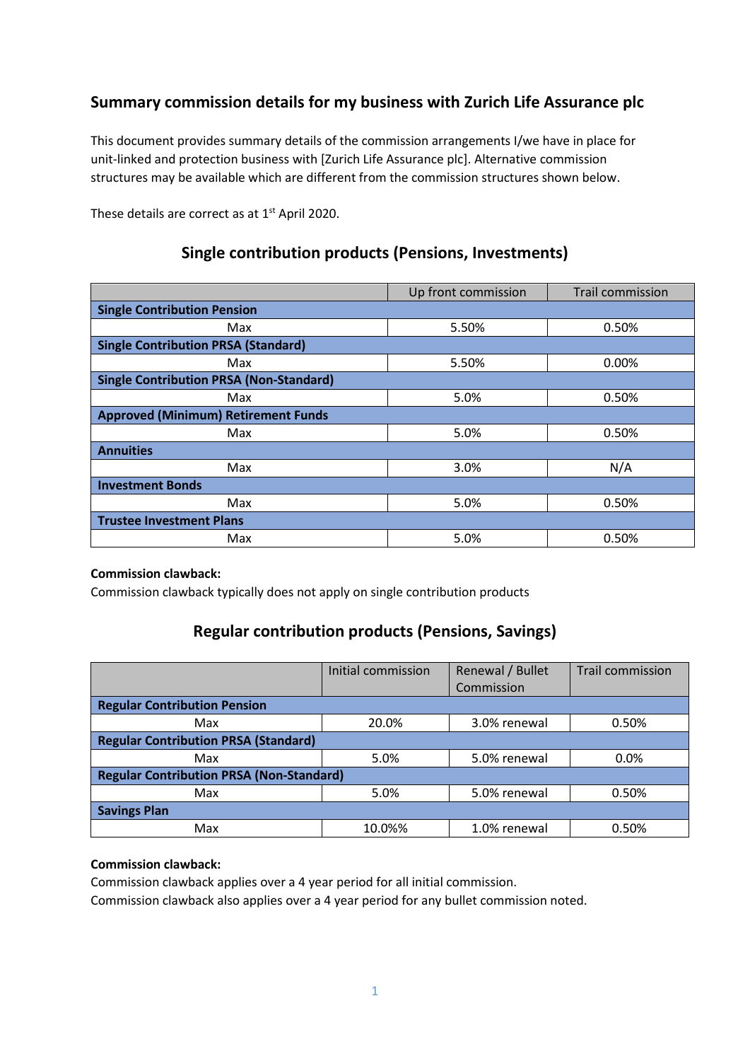## Summary commission details for my business with Zurich Life Assurance plc

This document provides summary details of the commission arrangements I/we have in place for unit-linked and protection business with [Zurich Life Assurance plc]. Alternative commission structures may be available which are different from the commission structures shown below.

These details are correct as at 1st April 2020.

### Single contribution products (Pensions, Investments)

| | Up front commission | Trail commission |
|---|---|---|
| **Single Contribution Pension** | | |
| Max | 5.50% | 0.50% |
| **Single Contribution PRSA (Standard)** | | |
| Max | 5.50% | 0.00% |
| **Single Contribution PRSA (Non-Standard)** | | |
| Max | 5.0% | 0.50% |
| **Approved (Minimum) Retirement Funds** | | |
| Max | 5.0% | 0.50% |
| **Annuities** | | |
| Max | 3.0% | N/A |
| **Investment Bonds** | | |
| Max | 5.0% | 0.50% |
| **Trustee Investment Plans** | | |
| Max | 5.0% | 0.50% |

**Commission clawback:**
Commission clawback typically does not apply on single contribution products

### Regular contribution products (Pensions, Savings)

| | Initial commission | Renewal / Bullet Commission | Trail commission |
|---|---|---|---|
| **Regular Contribution Pension** | | | |
| Max | 20.0% | 3.0% renewal | 0.50% |
| **Regular Contribution PRSA (Standard)** | | | |
| Max | 5.0% | 5.0% renewal | 0.0% |
| **Regular Contribution PRSA (Non-Standard)** | | | |
| Max | 5.0% | 5.0% renewal | 0.50% |
| **Savings Plan** | | | |
| Max | 10.0%% | 1.0% renewal | 0.50% |

**Commission clawback:**
Commission clawback applies over a 4 year period for all initial commission.
Commission clawback also applies over a 4 year period for any bullet commission noted.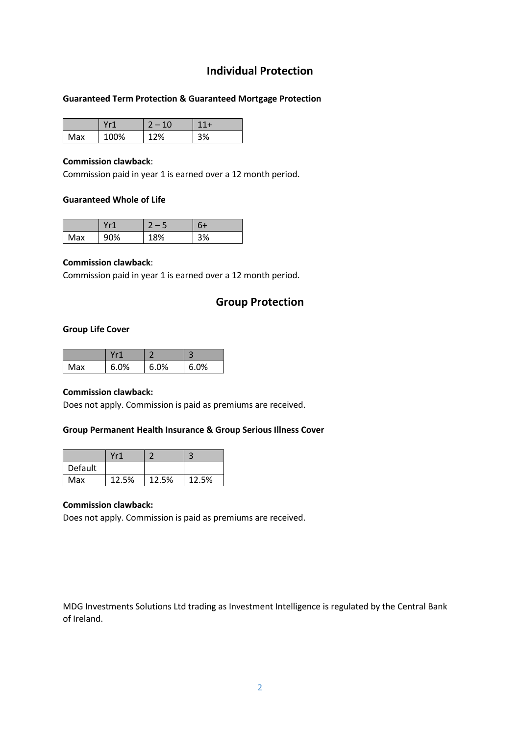## Individual Protection

**Guaranteed Term Protection & Guaranteed Mortgage Protection**

| | Yr1 | 2 – 10 | 11+ |
|---|---|---|---|
| Max | 100% | 12% | 3% |

**Commission clawback**:
Commission paid in year 1 is earned over a 12 month period.

**Guaranteed Whole of Life**

| | Yr1 | 2 – 5 | 6+ |
|---|---|---|---|
| Max | 90% | 18% | 3% |

**Commission clawback**:
Commission paid in year 1 is earned over a 12 month period.

## Group Protection

**Group Life Cover**

| | Yr1 | 2 | 3 |
|---|---|---|---|
| Max | 6.0% | 6.0% | 6.0% |

**Commission clawback:**
Does not apply. Commission is paid as premiums are received.

**Group Permanent Health Insurance & Group Serious Illness Cover**

| | Yr1 | 2 | 3 |
|---|---|---|---|
| Default | | | |
| Max | 12.5% | 12.5% | 12.5% |

**Commission clawback:**
Does not apply. Commission is paid as premiums are received.

MDG Investments Solutions Ltd trading as Investment Intelligence is regulated by the Central Bank of Ireland.